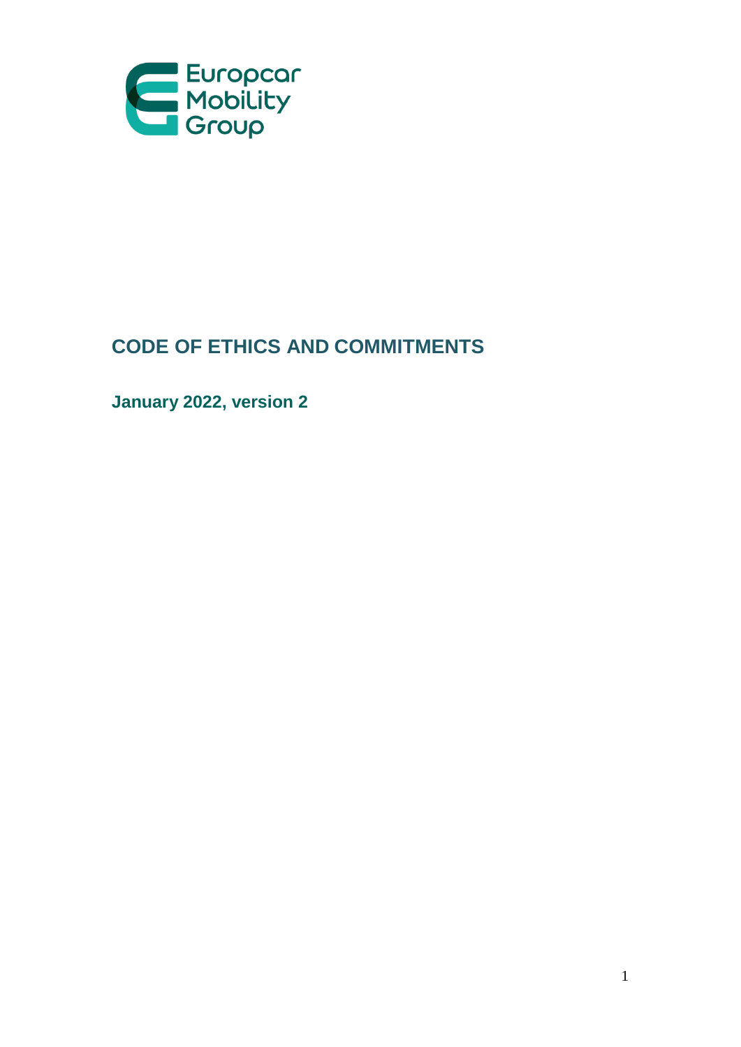Europcar Mobility Group

# CODE OF ETHICS AND COMMITMENTS

**January 2022, version 2**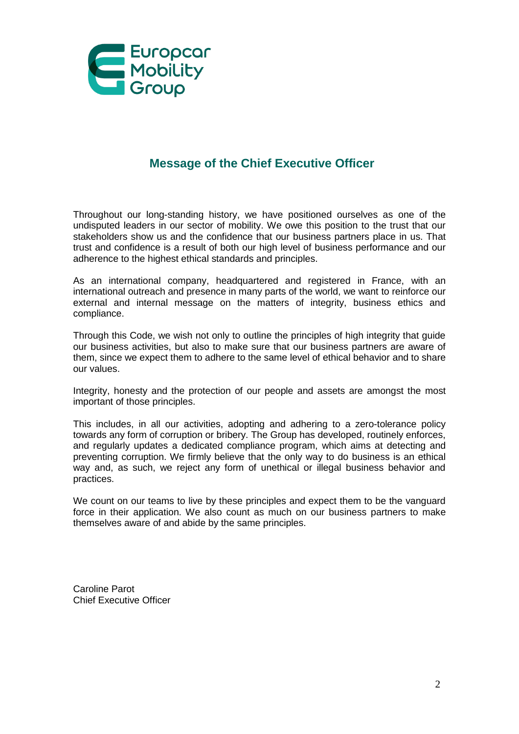## Message of the Chief Executive Officer

Throughout our long-standing history, we have positioned ourselves as one of the undisputed leaders in our sector of mobility. We owe this position to the trust that our stakeholders show us and the confidence that our business partners place in us. That trust and confidence is a result of both our high level of business performance and our adherence to the highest ethical standards and principles.

As an international company, headquartered and registered in France, with an international outreach and presence in many parts of the world, we want to reinforce our external and internal message on the matters of integrity, business ethics and compliance.

Through this Code, we wish not only to outline the principles of high integrity that guide our business activities, but also to make sure that our business partners are aware of them, since we expect them to adhere to the same level of ethical behavior and to share our values.

Integrity, honesty and the protection of our people and assets are amongst the most important of those principles.

This includes, in all our activities, adopting and adhering to a zero-tolerance policy towards any form of corruption or bribery. The Group has developed, routinely enforces, and regularly updates a dedicated compliance program, which aims at detecting and preventing corruption. We firmly believe that the only way to do business is an ethical way and, as such, we reject any form of unethical or illegal business behavior and practices.

We count on our teams to live by these principles and expect them to be the vanguard force in their application. We also count as much on our business partners to make themselves aware of and abide by the same principles.

Caroline Parot
Chief Executive Officer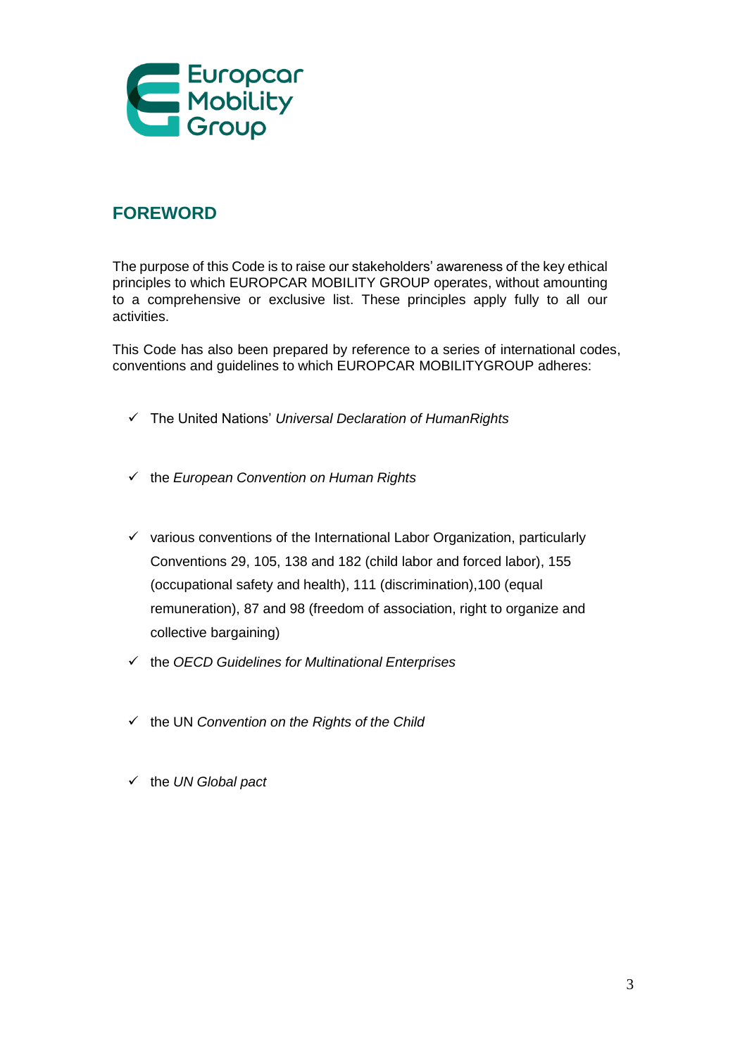## FOREWORD

The purpose of this Code is to raise our stakeholders' awareness of the key ethical principles to which EUROPCAR MOBILITY GROUP operates, without amounting to a comprehensive or exclusive list. These principles apply fully to all our activities.

This Code has also been prepared by reference to a series of international codes, conventions and guidelines to which EUROPCAR MOBILITYGROUP adheres:

- ✓ The United Nations' *Universal Declaration of HumanRights*
- ✓ the *European Convention on Human Rights*
- ✓ various conventions of the International Labor Organization, particularly Conventions 29, 105, 138 and 182 (child labor and forced labor), 155 (occupational safety and health), 111 (discrimination),100 (equal remuneration), 87 and 98 (freedom of association, right to organize and collective bargaining)
- ✓ the *OECD Guidelines for Multinational Enterprises*
- ✓ the UN *Convention on the Rights of the Child*
- ✓ the *UN Global pact*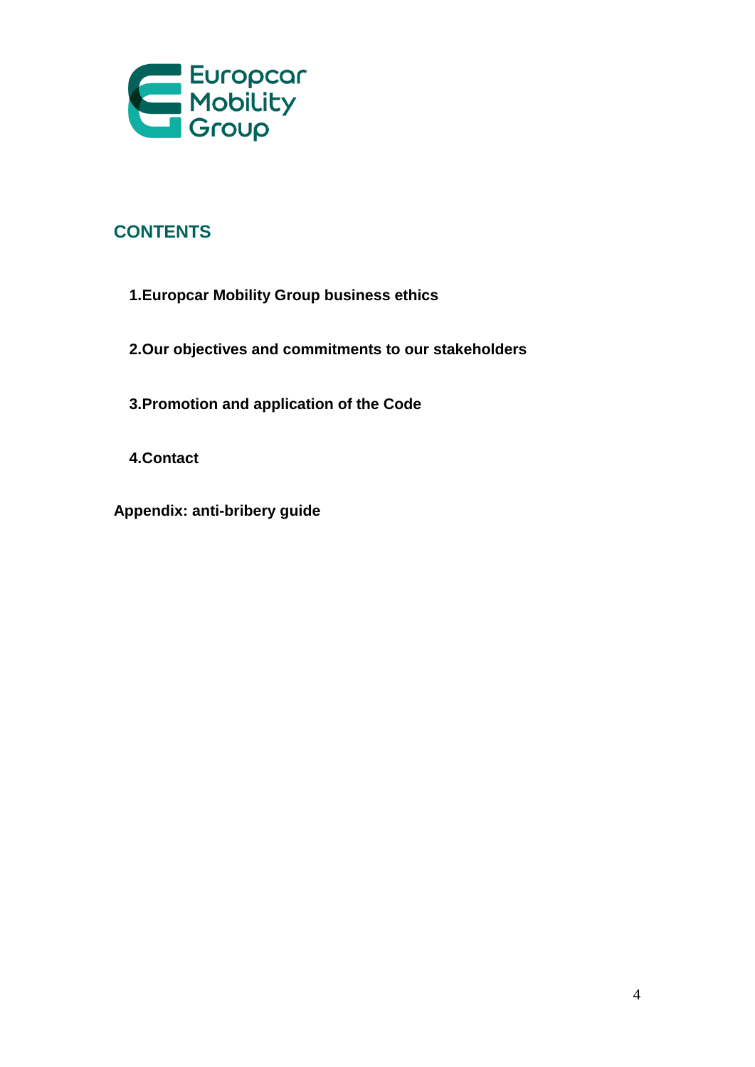## CONTENTS

1. **Europcar Mobility Group business ethics**

2. **Our objectives and commitments to our stakeholders**

3. **Promotion and application of the Code**

4. **Contact**

**Appendix: anti-bribery guide**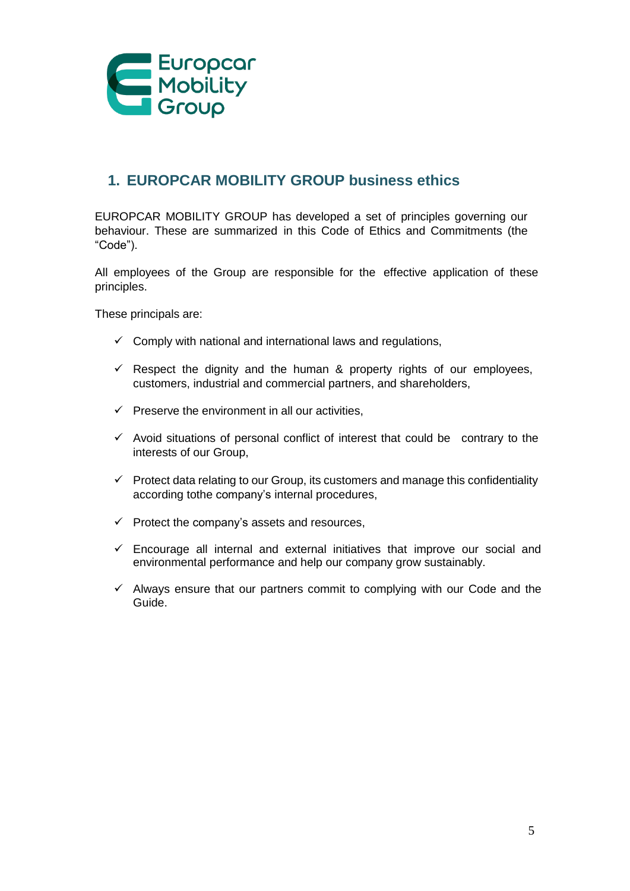## 1. EUROPCAR MOBILITY GROUP business ethics

EUROPCAR MOBILITY GROUP has developed a set of principles governing our behaviour. These are summarized in this Code of Ethics and Commitments (the "Code").

All employees of the Group are responsible for the effective application of these principles.

These principals are:

- ✓ Comply with national and international laws and regulations,
- ✓ Respect the dignity and the human & property rights of our employees, customers, industrial and commercial partners, and shareholders,
- ✓ Preserve the environment in all our activities,
- ✓ Avoid situations of personal conflict of interest that could be contrary to the interests of our Group,
- ✓ Protect data relating to our Group, its customers and manage this confidentiality according tothe company's internal procedures,
- ✓ Protect the company's assets and resources,
- ✓ Encourage all internal and external initiatives that improve our social and environmental performance and help our company grow sustainably.
- ✓ Always ensure that our partners commit to complying with our Code and the Guide.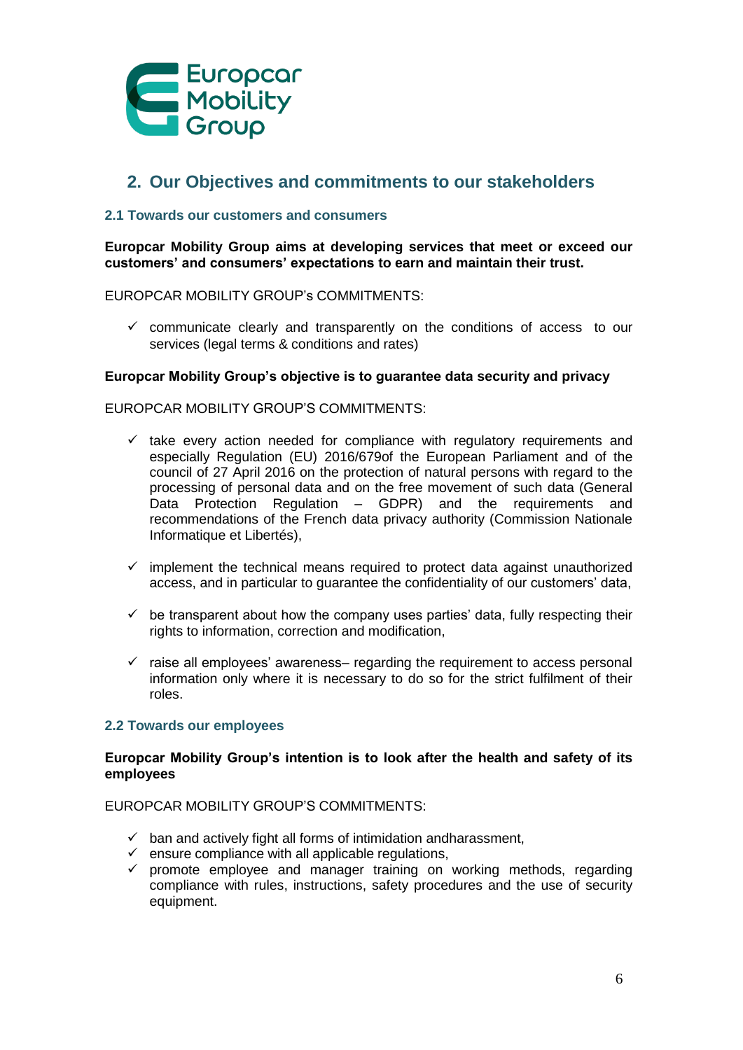## 2. Our Objectives and commitments to our stakeholders

### 2.1 Towards our customers and consumers

**Europcar Mobility Group aims at developing services that meet or exceed our customers' and consumers' expectations to earn and maintain their trust.**

EUROPCAR MOBILITY GROUP's COMMITMENTS:

- ✓ communicate clearly and transparently on the conditions of access to our services (legal terms & conditions and rates)

**Europcar Mobility Group's objective is to guarantee data security and privacy**

EUROPCAR MOBILITY GROUP'S COMMITMENTS:

- ✓ take every action needed for compliance with regulatory requirements and especially Regulation (EU) 2016/679of the European Parliament and of the council of 27 April 2016 on the protection of natural persons with regard to the processing of personal data and on the free movement of such data (General Data Protection Regulation – GDPR) and the requirements and recommendations of the French data privacy authority (Commission Nationale Informatique et Libertés),

- ✓ implement the technical means required to protect data against unauthorized access, and in particular to guarantee the confidentiality of our customers' data,

- ✓ be transparent about how the company uses parties' data, fully respecting their rights to information, correction and modification,

- ✓ raise all employees' awareness– regarding the requirement to access personal information only where it is necessary to do so for the strict fulfilment of their roles.

### 2.2 Towards our employees

**Europcar Mobility Group's intention is to look after the health and safety of its employees**

EUROPCAR MOBILITY GROUP'S COMMITMENTS:

- ✓ ban and actively fight all forms of intimidation andharassment,
- ✓ ensure compliance with all applicable regulations,
- ✓ promote employee and manager training on working methods, regarding compliance with rules, instructions, safety procedures and the use of security equipment.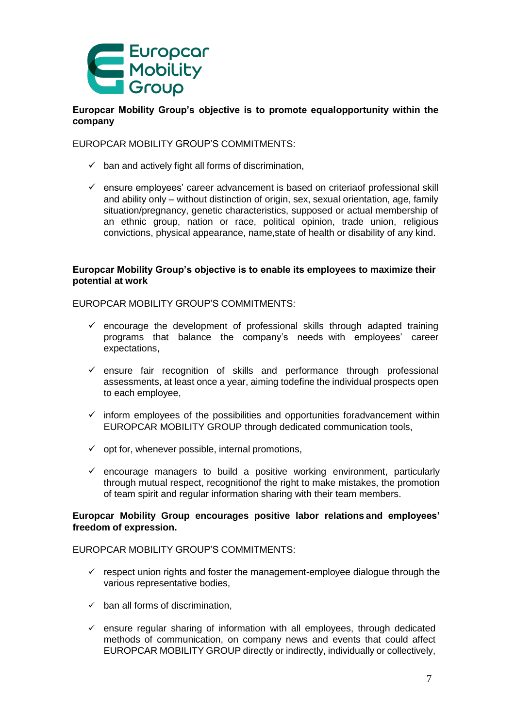**Europcar Mobility Group's objective is to promote equalopportunity within the company**

EUROPCAR MOBILITY GROUP'S COMMITMENTS:

- ✓ ban and actively fight all forms of discrimination,
- ✓ ensure employees' career advancement is based on criteriaof professional skill and ability only – without distinction of origin, sex, sexual orientation, age, family situation/pregnancy, genetic characteristics, supposed or actual membership of an ethnic group, nation or race, political opinion, trade union, religious convictions, physical appearance, name,state of health or disability of any kind.

**Europcar Mobility Group's objective is to enable its employees to maximize their potential at work**

EUROPCAR MOBILITY GROUP'S COMMITMENTS:

- ✓ encourage the development of professional skills through adapted training programs that balance the company's needs with employees' career expectations,
- ✓ ensure fair recognition of skills and performance through professional assessments, at least once a year, aiming todefine the individual prospects open to each employee,
- ✓ inform employees of the possibilities and opportunities foradvancement within EUROPCAR MOBILITY GROUP through dedicated communication tools,
- ✓ opt for, whenever possible, internal promotions,
- ✓ encourage managers to build a positive working environment, particularly through mutual respect, recognitionof the right to make mistakes, the promotion of team spirit and regular information sharing with their team members.

**Europcar Mobility Group encourages positive labor relations and employees' freedom of expression.**

EUROPCAR MOBILITY GROUP'S COMMITMENTS:

- ✓ respect union rights and foster the management-employee dialogue through the various representative bodies,
- ✓ ban all forms of discrimination,
- ✓ ensure regular sharing of information with all employees, through dedicated methods of communication, on company news and events that could affect EUROPCAR MOBILITY GROUP directly or indirectly, individually or collectively,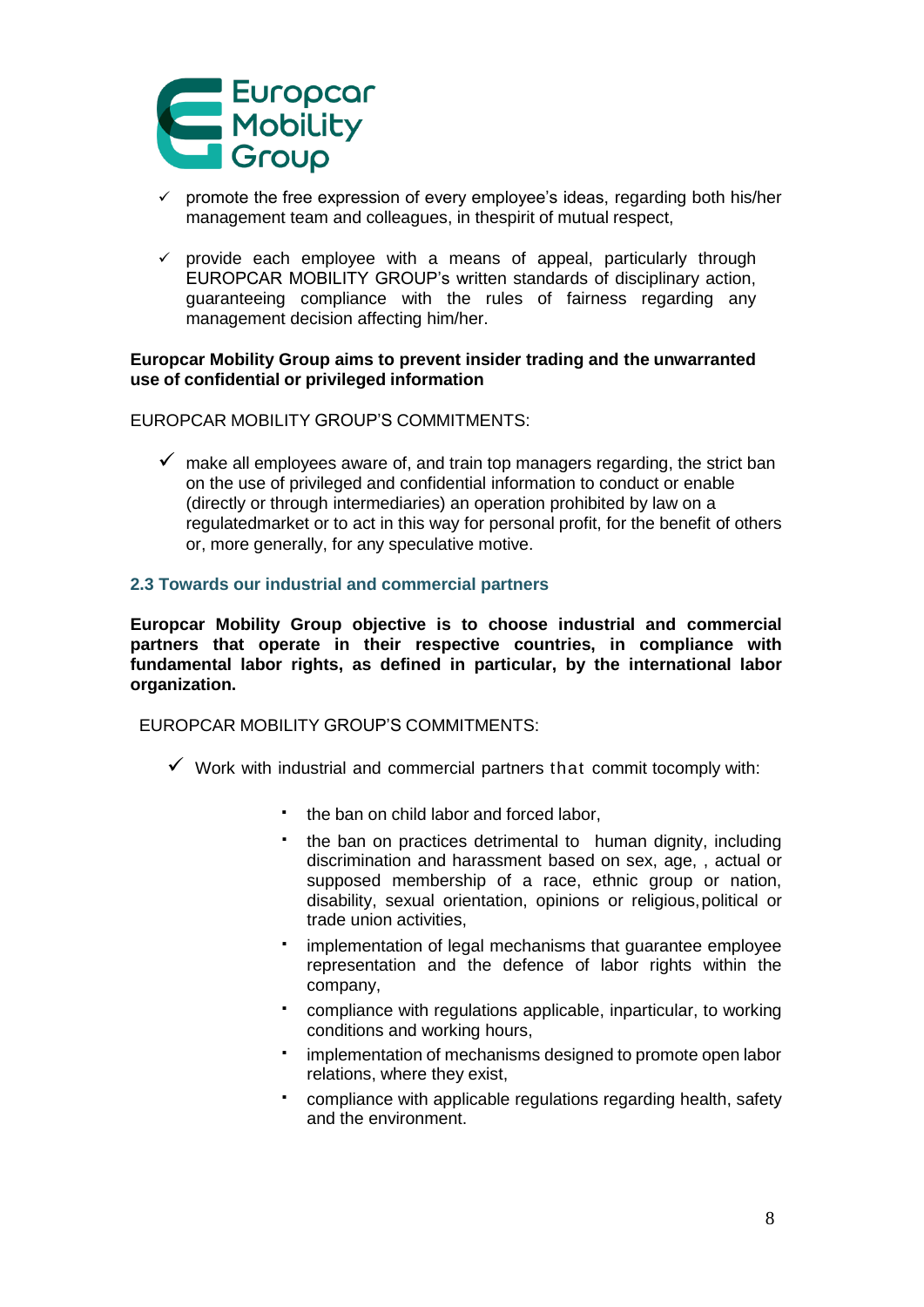- ✓ promote the free expression of every employee's ideas, regarding both his/her management team and colleagues, in thespirit of mutual respect,
- ✓ provide each employee with a means of appeal, particularly through EUROPCAR MOBILITY GROUP's written standards of disciplinary action, guaranteeing compliance with the rules of fairness regarding any management decision affecting him/her.

**Europcar Mobility Group aims to prevent insider trading and the unwarranted use of confidential or privileged information**

EUROPCAR MOBILITY GROUP'S COMMITMENTS:

- ✓ make all employees aware of, and train top managers regarding, the strict ban on the use of privileged and confidential information to conduct or enable (directly or through intermediaries) an operation prohibited by law on a regulatedmarket or to act in this way for personal profit, for the benefit of others or, more generally, for any speculative motive.

### 2.3 Towards our industrial and commercial partners

**Europcar Mobility Group objective is to choose industrial and commercial partners that operate in their respective countries, in compliance with fundamental labor rights, as defined in particular, by the international labor organization.**

EUROPCAR MOBILITY GROUP'S COMMITMENTS:

- ✓ Work with industrial and commercial partners that commit tocomply with:
  - the ban on child labor and forced labor,
  - the ban on practices detrimental to human dignity, including discrimination and harassment based on sex, age, , actual or supposed membership of a race, ethnic group or nation, disability, sexual orientation, opinions or religious, political or trade union activities,
  - implementation of legal mechanisms that guarantee employee representation and the defence of labor rights within the company,
  - compliance with regulations applicable, inparticular, to working conditions and working hours,
  - implementation of mechanisms designed to promote open labor relations, where they exist,
  - compliance with applicable regulations regarding health, safety and the environment.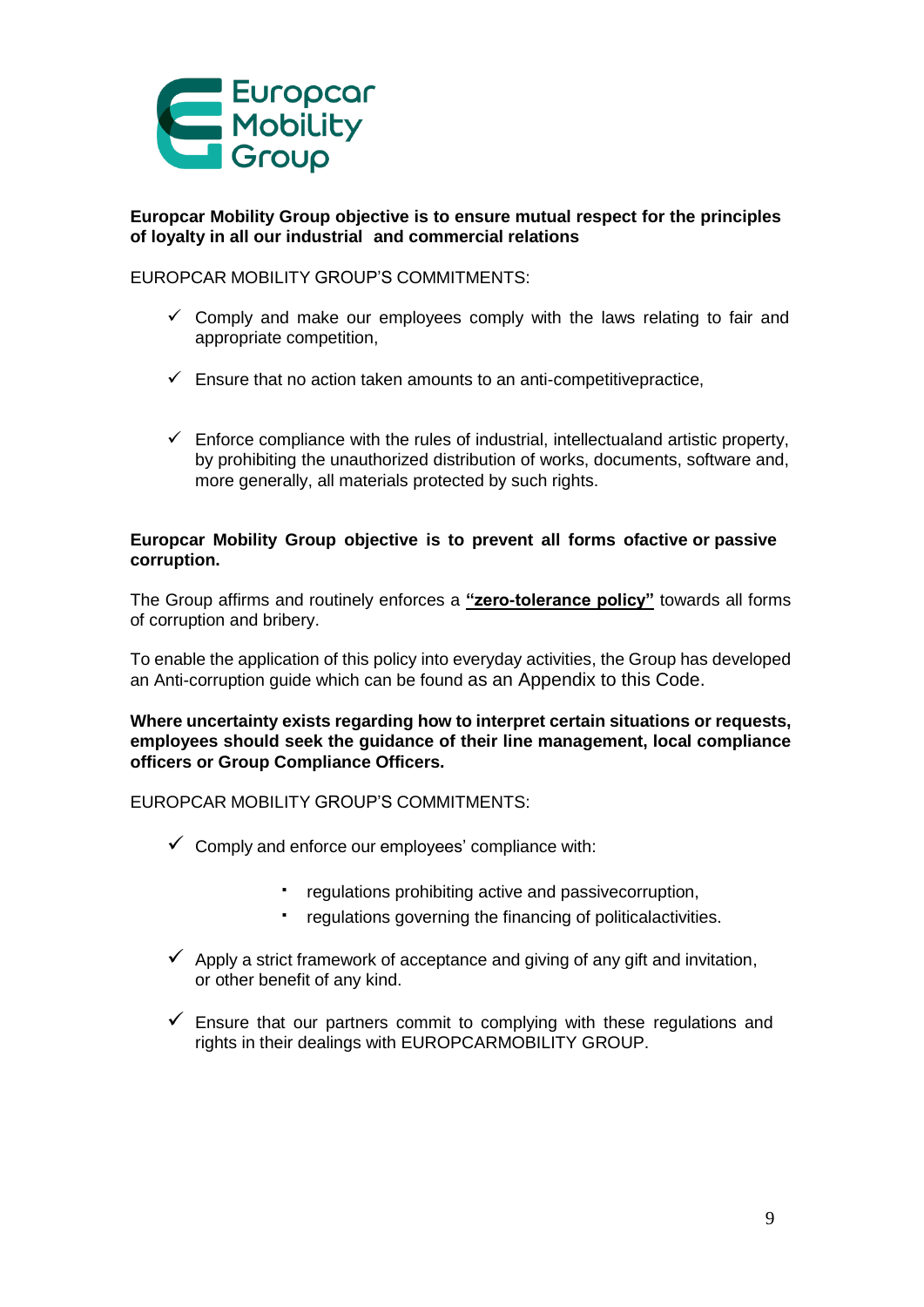**Europcar Mobility Group objective is to ensure mutual respect for the principles of loyalty in all our industrial and commercial relations**

EUROPCAR MOBILITY GROUP'S COMMITMENTS:

- ✓ Comply and make our employees comply with the laws relating to fair and appropriate competition,
- ✓ Ensure that no action taken amounts to an anti-competitivepractice,
- ✓ Enforce compliance with the rules of industrial, intellectualand artistic property, by prohibiting the unauthorized distribution of works, documents, software and, more generally, all materials protected by such rights.

**Europcar Mobility Group objective is to prevent all forms ofactive or passive corruption.**

The Group affirms and routinely enforces a **<u>"zero-tolerance policy"</u>** towards all forms of corruption and bribery.

To enable the application of this policy into everyday activities, the Group has developed an Anti-corruption guide which can be found as an Appendix to this Code.

**Where uncertainty exists regarding how to interpret certain situations or requests, employees should seek the guidance of their line management, local compliance officers or Group Compliance Officers.**

EUROPCAR MOBILITY GROUP'S COMMITMENTS:

- ✓ Comply and enforce our employees' compliance with:
  - regulations prohibiting active and passivecorruption,
  - regulations governing the financing of politicalactivities.
- ✓ Apply a strict framework of acceptance and giving of any gift and invitation, or other benefit of any kind.
- ✓ Ensure that our partners commit to complying with these regulations and rights in their dealings with EUROPCARMOBILITY GROUP.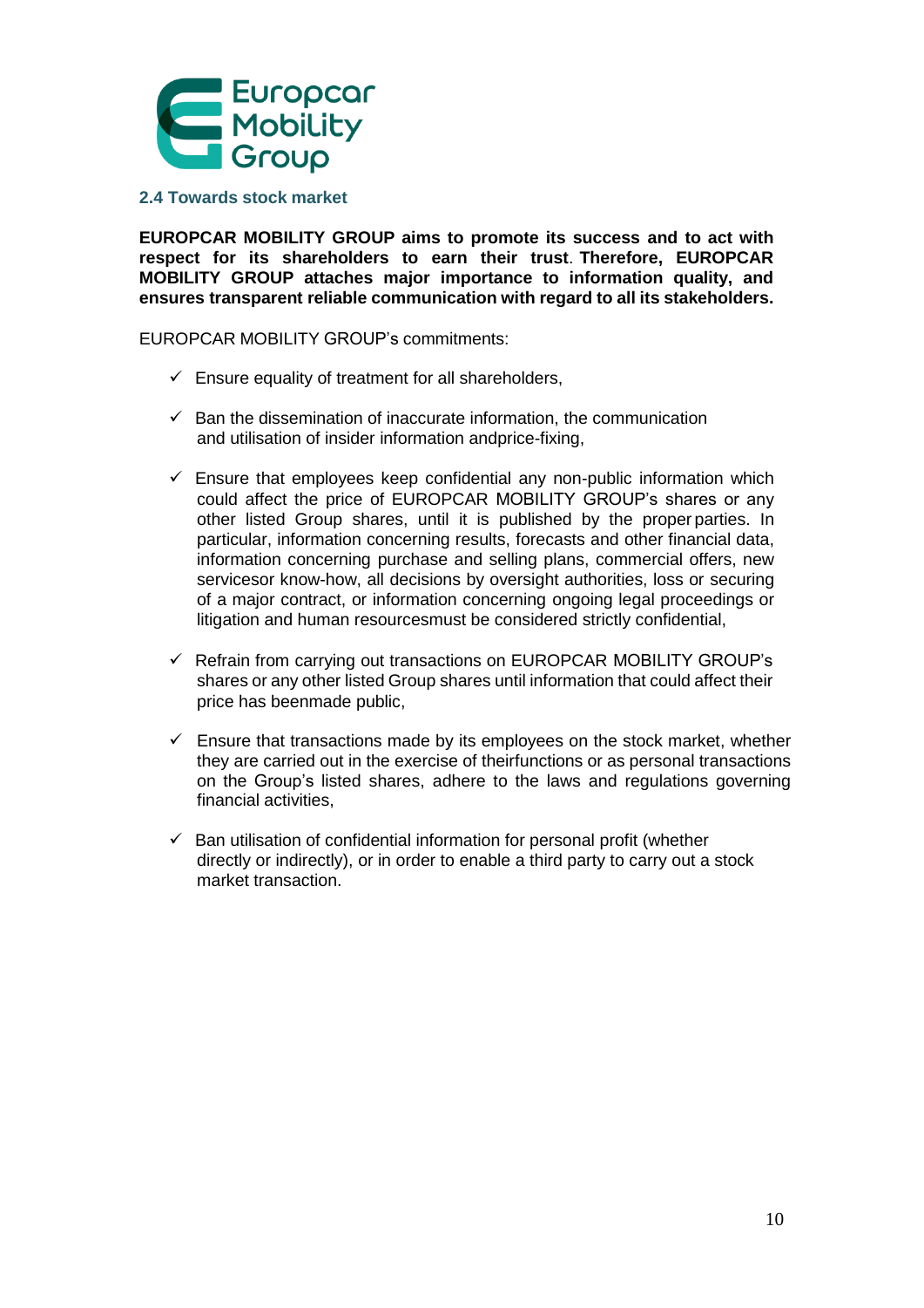## 2.4 Towards stock market

**EUROPCAR MOBILITY GROUP aims to promote its success and to act with respect for its shareholders to earn their trust. Therefore, EUROPCAR MOBILITY GROUP attaches major importance to information quality, and ensures transparent reliable communication with regard to all its stakeholders.**

EUROPCAR MOBILITY GROUP's commitments:

- ✓ Ensure equality of treatment for all shareholders,
- ✓ Ban the dissemination of inaccurate information, the communication and utilisation of insider information andprice-fixing,
- ✓ Ensure that employees keep confidential any non-public information which could affect the price of EUROPCAR MOBILITY GROUP's shares or any other listed Group shares, until it is published by the proper parties. In particular, information concerning results, forecasts and other financial data, information concerning purchase and selling plans, commercial offers, new servicesor know-how, all decisions by oversight authorities, loss or securing of a major contract, or information concerning ongoing legal proceedings or litigation and human resourcesmust be considered strictly confidential,
- ✓ Refrain from carrying out transactions on EUROPCAR MOBILITY GROUP's shares or any other listed Group shares until information that could affect their price has beenmade public,
- ✓ Ensure that transactions made by its employees on the stock market, whether they are carried out in the exercise of theirfunctions or as personal transactions on the Group's listed shares, adhere to the laws and regulations governing financial activities,
- ✓ Ban utilisation of confidential information for personal profit (whether directly or indirectly), or in order to enable a third party to carry out a stock market transaction.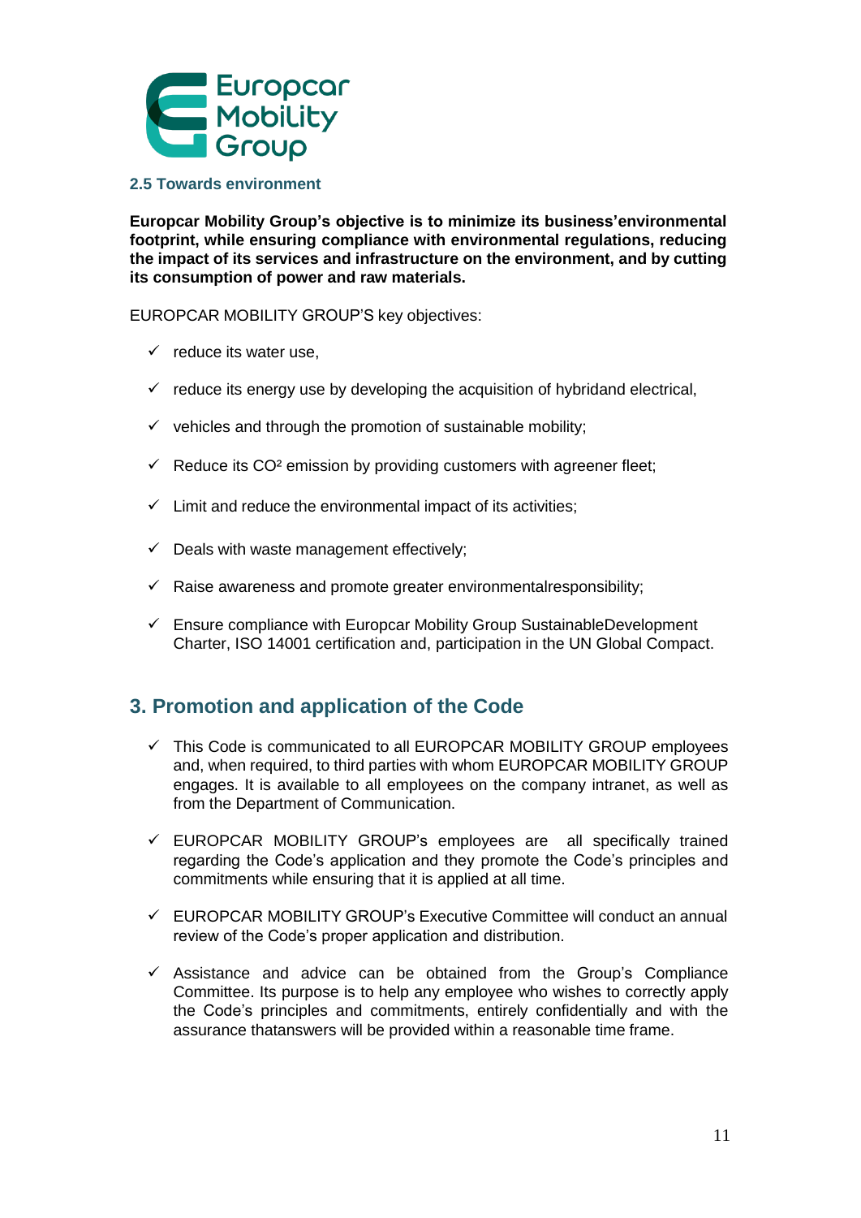### 2.5 Towards environment

**Europcar Mobility Group's objective is to minimize its business'environmental footprint, while ensuring compliance with environmental regulations, reducing the impact of its services and infrastructure on the environment, and by cutting its consumption of power and raw materials.**

EUROPCAR MOBILITY GROUP'S key objectives:

- ✓ reduce its water use,
- ✓ reduce its energy use by developing the acquisition of hybridand electrical,
- ✓ vehicles and through the promotion of sustainable mobility;
- ✓ Reduce its $CO^2$ emission by providing customers with agreener fleet;
- ✓ Limit and reduce the environmental impact of its activities;
- ✓ Deals with waste management effectively;
- ✓ Raise awareness and promote greater environmentalresponsibility;
- ✓ Ensure compliance with Europcar Mobility Group SustainableDevelopment Charter, ISO 14001 certification and, participation in the UN Global Compact.

## 3. Promotion and application of the Code

- ✓ This Code is communicated to all EUROPCAR MOBILITY GROUP employees and, when required, to third parties with whom EUROPCAR MOBILITY GROUP engages. It is available to all employees on the company intranet, as well as from the Department of Communication.
- ✓ EUROPCAR MOBILITY GROUP's employees are all specifically trained regarding the Code's application and they promote the Code's principles and commitments while ensuring that it is applied at all time.
- ✓ EUROPCAR MOBILITY GROUP's Executive Committee will conduct an annual review of the Code's proper application and distribution.
- ✓ Assistance and advice can be obtained from the Group's Compliance Committee. Its purpose is to help any employee who wishes to correctly apply the Code's principles and commitments, entirely confidentially and with the assurance thatanswers will be provided within a reasonable time frame.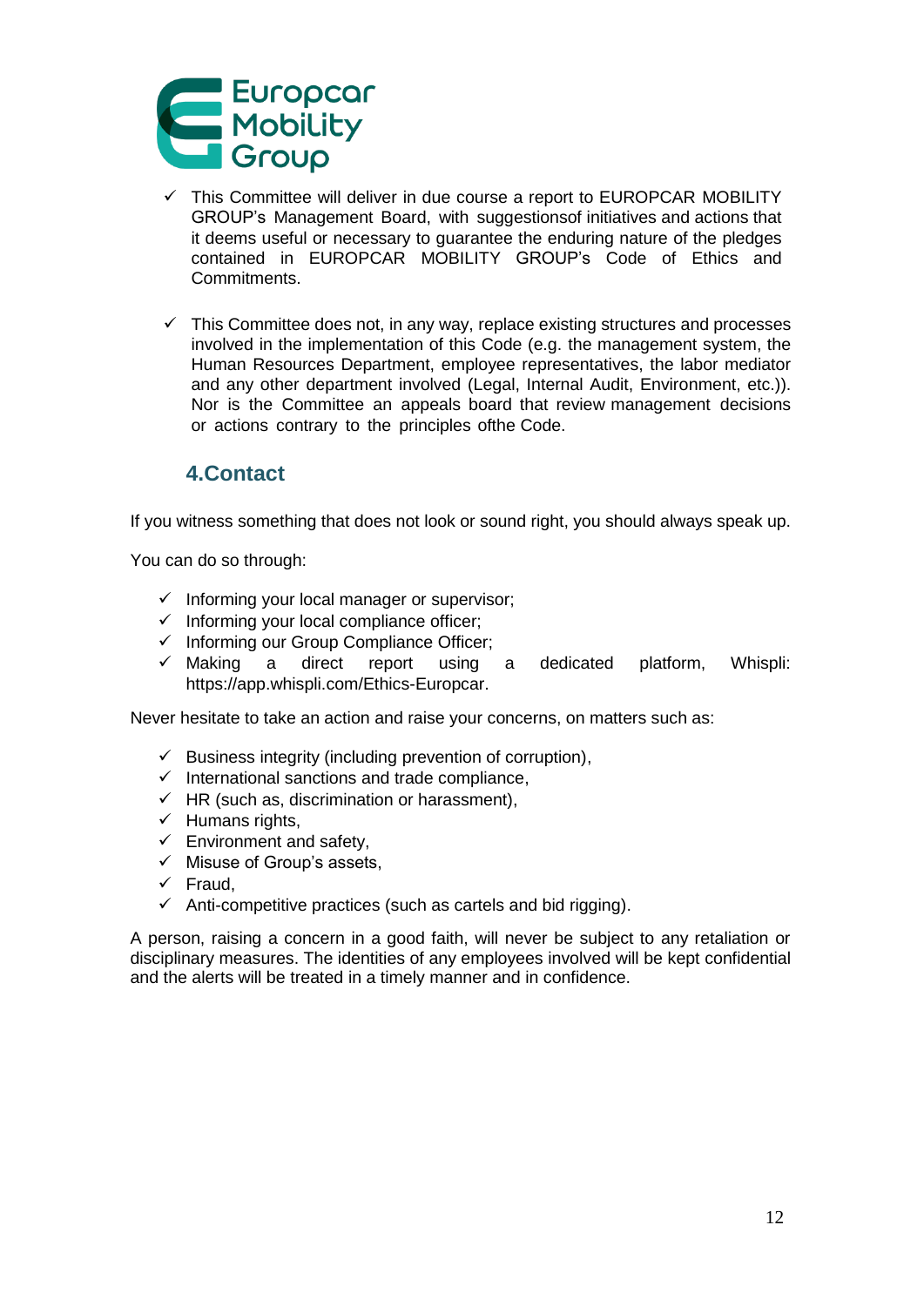- ✓ This Committee will deliver in due course a report to EUROPCAR MOBILITY GROUP's Management Board, with suggestionsof initiatives and actions that it deems useful or necessary to guarantee the enduring nature of the pledges contained in EUROPCAR MOBILITY GROUP's Code of Ethics and Commitments.

- ✓ This Committee does not, in any way, replace existing structures and processes involved in the implementation of this Code (e.g. the management system, the Human Resources Department, employee representatives, the labor mediator and any other department involved (Legal, Internal Audit, Environment, etc.)). Nor is the Committee an appeals board that review management decisions or actions contrary to the principles ofthe Code.

## 4.Contact

If you witness something that does not look or sound right, you should always speak up.

You can do so through:

- ✓ Informing your local manager or supervisor;
- ✓ Informing your local compliance officer;
- ✓ Informing our Group Compliance Officer;
- ✓ Making a direct report using a dedicated platform, Whispli: https://app.whispli.com/Ethics-Europcar.

Never hesitate to take an action and raise your concerns, on matters such as:

- ✓ Business integrity (including prevention of corruption),
- ✓ International sanctions and trade compliance,
- ✓ HR (such as, discrimination or harassment),
- ✓ Humans rights,
- ✓ Environment and safety,
- ✓ Misuse of Group's assets,
- ✓ Fraud,
- ✓ Anti-competitive practices (such as cartels and bid rigging).

A person, raising a concern in a good faith, will never be subject to any retaliation or disciplinary measures. The identities of any employees involved will be kept confidential and the alerts will be treated in a timely manner and in confidence.